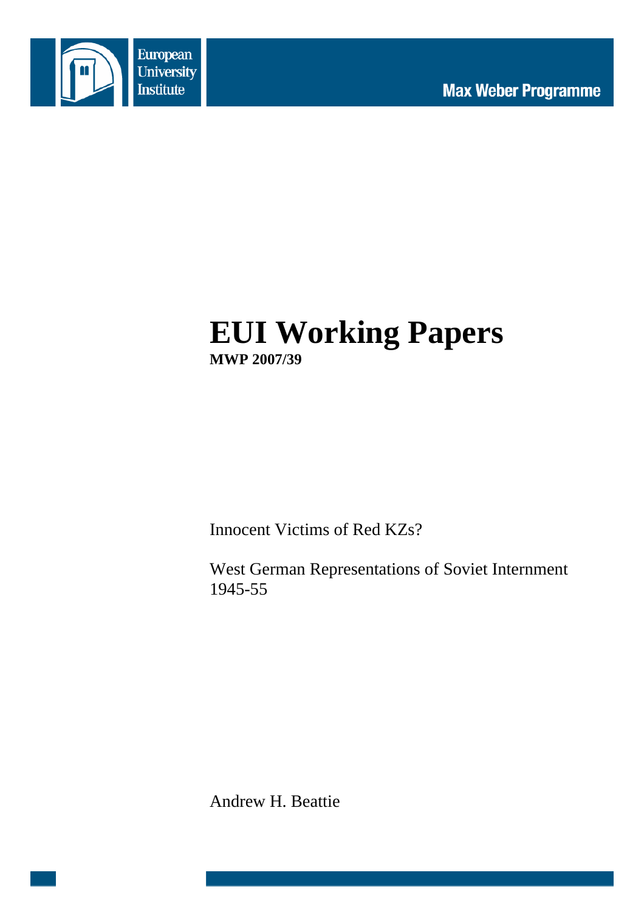European University Institute

Max Weber Programme

# EUI Working Papers

**MWP 2007/39**

Innocent Victims of Red KZs?

West German Representations of Soviet Internment 1945-55

Andrew H. Beattie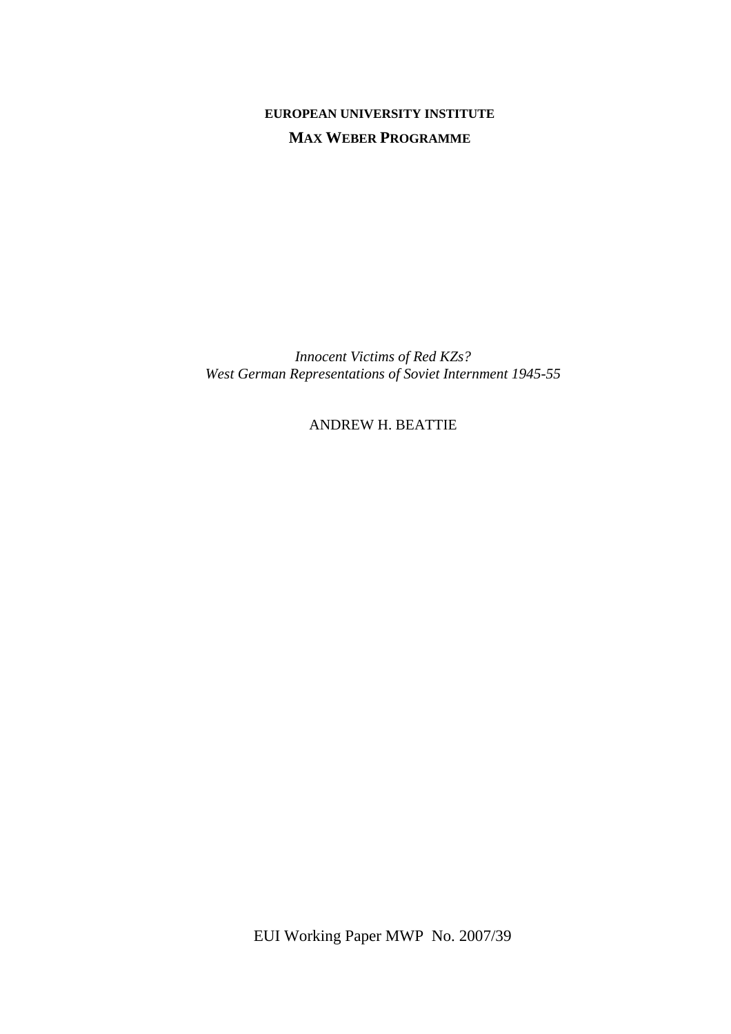**EUROPEAN UNIVERSITY INSTITUTE**

**MAX WEBER PROGRAMME**

*Innocent Victims of Red KZs?*
*West German Representations of Soviet Internment 1945-55*

ANDREW H. BEATTIE

EUI Working Paper MWP No. 2007/39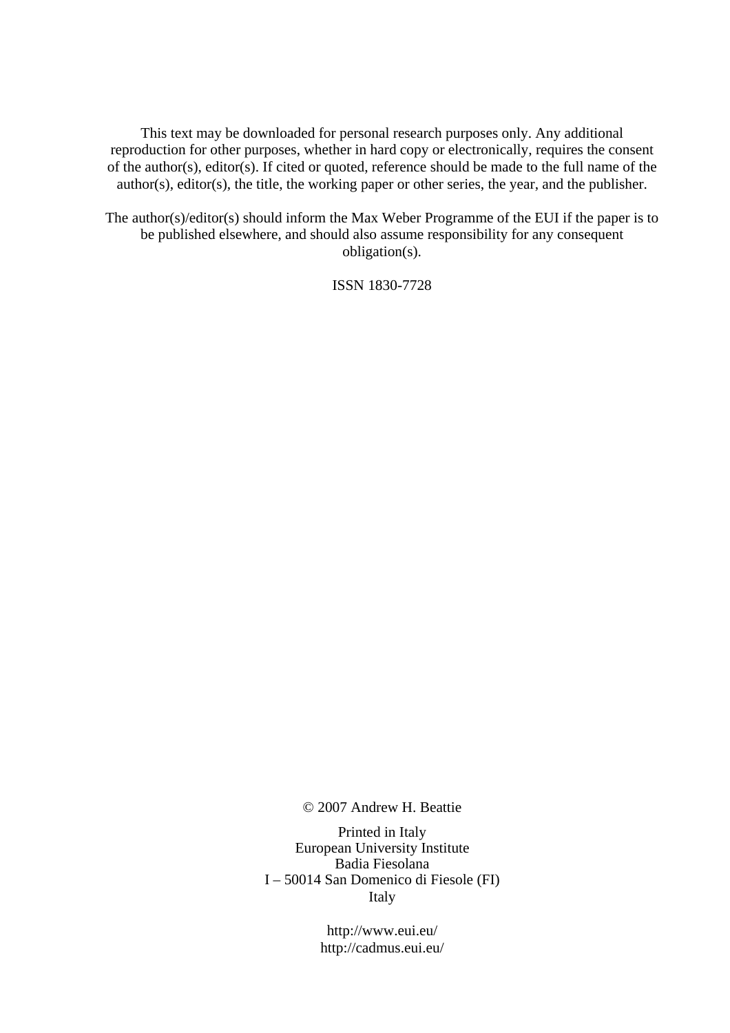This text may be downloaded for personal research purposes only. Any additional reproduction for other purposes, whether in hard copy or electronically, requires the consent of the author(s), editor(s). If cited or quoted, reference should be made to the full name of the author(s), editor(s), the title, the working paper or other series, the year, and the publisher.

The author(s)/editor(s) should inform the Max Weber Programme of the EUI if the paper is to be published elsewhere, and should also assume responsibility for any consequent obligation(s).

ISSN 1830-7728

© 2007 Andrew H. Beattie

Printed in Italy  
European University Institute  
Badia Fiesolana  
I – 50014 San Domenico di Fiesole (FI)  
Italy

http://www.eui.eu/  
http://cadmus.eui.eu/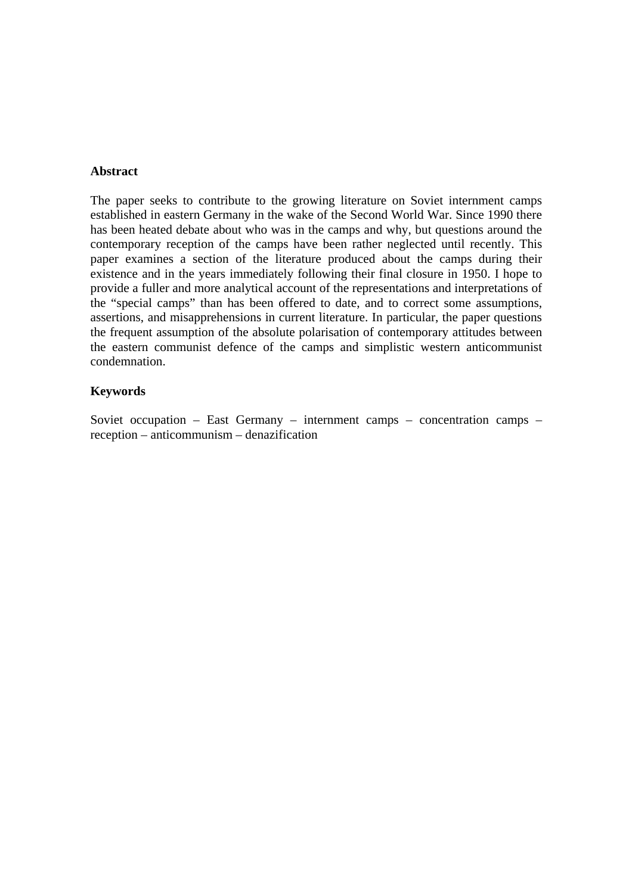**Abstract**

The paper seeks to contribute to the growing literature on Soviet internment camps established in eastern Germany in the wake of the Second World War. Since 1990 there has been heated debate about who was in the camps and why, but questions around the contemporary reception of the camps have been rather neglected until recently. This paper examines a section of the literature produced about the camps during their existence and in the years immediately following their final closure in 1950. I hope to provide a fuller and more analytical account of the representations and interpretations of the "special camps" than has been offered to date, and to correct some assumptions, assertions, and misapprehensions in current literature. In particular, the paper questions the frequent assumption of the absolute polarisation of contemporary attitudes between the eastern communist defence of the camps and simplistic western anticommunist condemnation.

**Keywords**

Soviet occupation – East Germany – internment camps – concentration camps – reception – anticommunism – denazification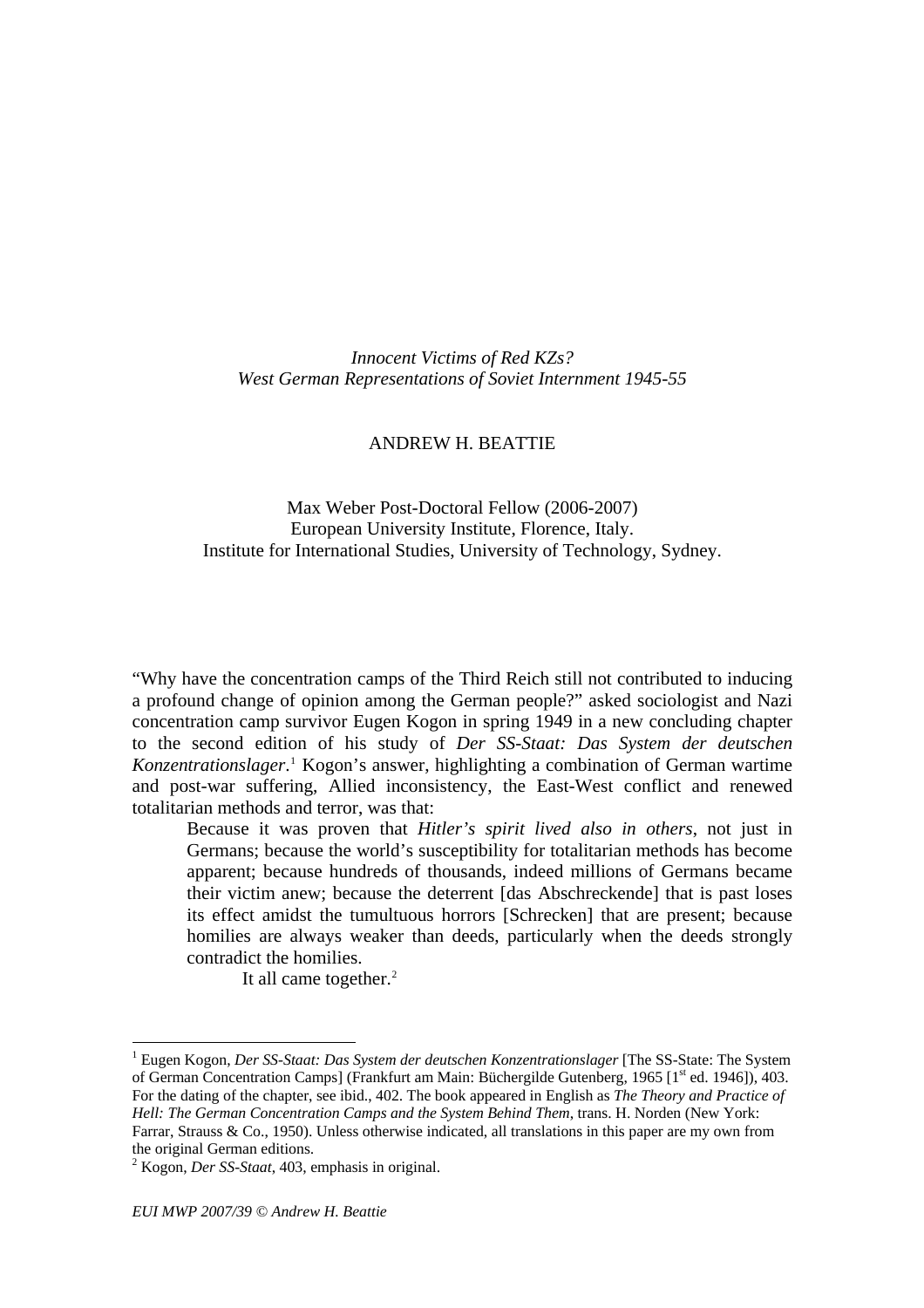*Innocent Victims of Red KZs?*
*West German Representations of Soviet Internment 1945-55*

ANDREW H. BEATTIE

Max Weber Post-Doctoral Fellow (2006-2007)
European University Institute, Florence, Italy.
Institute for International Studies, University of Technology, Sydney.

"Why have the concentration camps of the Third Reich still not contributed to inducing a profound change of opinion among the German people?" asked sociologist and Nazi concentration camp survivor Eugen Kogon in spring 1949 in a new concluding chapter to the second edition of his study of *Der SS-Staat: Das System der deutschen Konzentrationslager*.[1] Kogon's answer, highlighting a combination of German wartime and post-war suffering, Allied inconsistency, the East-West conflict and renewed totalitarian methods and terror, was that:

> Because it was proven that *Hitler's spirit lived also in others*, not just in Germans; because the world's susceptibility for totalitarian methods has become apparent; because hundreds of thousands, indeed millions of Germans became their victim anew; because the deterrent [das Abschreckende] that is past loses its effect amidst the tumultuous horrors [Schrecken] that are present; because homilies are always weaker than deeds, particularly when the deeds strongly contradict the homilies.
>
> It all came together.[2]

---

[1] Eugen Kogon, *Der SS-Staat: Das System der deutschen Konzentrationslager* [The SS-State: The System of German Concentration Camps] (Frankfurt am Main: Büchergilde Gutenberg, 1965 [1st ed. 1946]), 403. For the dating of the chapter, see ibid., 402. The book appeared in English as *The Theory and Practice of Hell: The German Concentration Camps and the System Behind Them*, trans. H. Norden (New York: Farrar, Strauss & Co., 1950). Unless otherwise indicated, all translations in this paper are my own from the original German editions.

[2] Kogon, *Der SS-Staat*, 403, emphasis in original.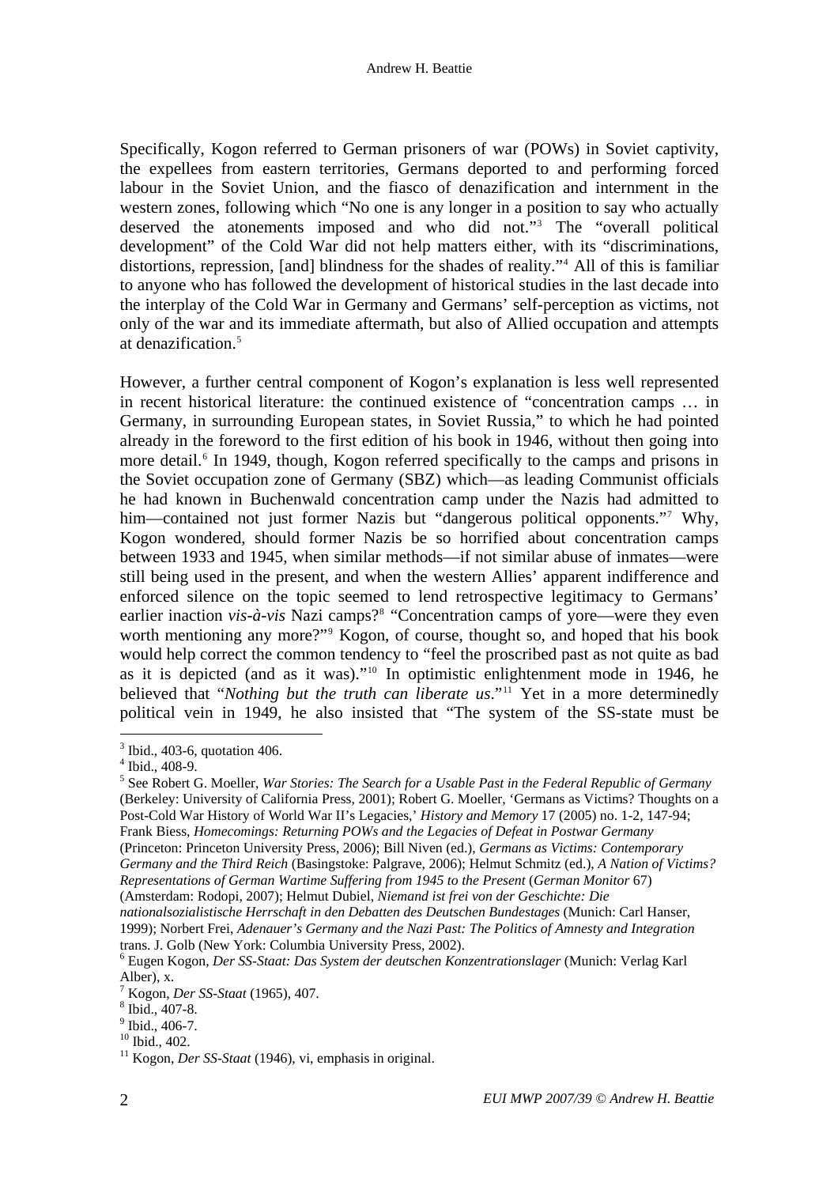Specifically, Kogon referred to German prisoners of war (POWs) in Soviet captivity, the expellees from eastern territories, Germans deported to and performing forced labour in the Soviet Union, and the fiasco of denazification and internment in the western zones, following which "No one is any longer in a position to say who actually deserved the atonements imposed and who did not."[3] The "overall political development" of the Cold War did not help matters either, with its "discriminations, distortions, repression, [and] blindness for the shades of reality."[4] All of this is familiar to anyone who has followed the development of historical studies in the last decade into the interplay of the Cold War in Germany and Germans' self-perception as victims, not only of the war and its immediate aftermath, but also of Allied occupation and attempts at denazification.[5]

However, a further central component of Kogon's explanation is less well represented in recent historical literature: the continued existence of "concentration camps … in Germany, in surrounding European states, in Soviet Russia," to which he had pointed already in the foreword to the first edition of his book in 1946, without then going into more detail.[6] In 1949, though, Kogon referred specifically to the camps and prisons in the Soviet occupation zone of Germany (SBZ) which—as leading Communist officials he had known in Buchenwald concentration camp under the Nazis had admitted to him—contained not just former Nazis but "dangerous political opponents."[7] Why, Kogon wondered, should former Nazis be so horrified about concentration camps between 1933 and 1945, when similar methods—if not similar abuse of inmates—were still being used in the present, and when the western Allies' apparent indifference and enforced silence on the topic seemed to lend retrospective legitimacy to Germans' earlier inaction *vis-à-vis* Nazi camps?[8] "Concentration camps of yore—were they even worth mentioning any more?"[9] Kogon, of course, thought so, and hoped that his book would help correct the common tendency to "feel the proscribed past as not quite as bad as it is depicted (and as it was)."[10] In optimistic enlightenment mode in 1946, he believed that "*Nothing but the truth can liberate us*."[11] Yet in a more determinedly political vein in 1949, he also insisted that "The system of the SS-state must be

---

[3] Ibid., 403-6, quotation 406.

[4] Ibid., 408-9.

[5] See Robert G. Moeller, *War Stories: The Search for a Usable Past in the Federal Republic of Germany* (Berkeley: University of California Press, 2001); Robert G. Moeller, 'Germans as Victims? Thoughts on a Post-Cold War History of World War II's Legacies,' *History and Memory* 17 (2005) no. 1-2, 147-94; Frank Biess, *Homecomings: Returning POWs and the Legacies of Defeat in Postwar Germany* (Princeton: Princeton University Press, 2006); Bill Niven (ed.), *Germans as Victims: Contemporary Germany and the Third Reich* (Basingstoke: Palgrave, 2006); Helmut Schmitz (ed.), *A Nation of Victims? Representations of German Wartime Suffering from 1945 to the Present* (*German Monitor* 67) (Amsterdam: Rodopi, 2007); Helmut Dubiel, *Niemand ist frei von der Geschichte: Die nationalsozialistische Herrschaft in den Debatten des Deutschen Bundestages* (Munich: Carl Hanser, 1999); Norbert Frei, *Adenauer's Germany and the Nazi Past: The Politics of Amnesty and Integration* trans. J. Golb (New York: Columbia University Press, 2002).

[6] Eugen Kogon, *Der SS-Staat: Das System der deutschen Konzentrationslager* (Munich: Verlag Karl Alber), x.

[7] Kogon, *Der SS-Staat* (1965), 407.

[8] Ibid., 407-8.

[9] Ibid., 406-7.

[10] Ibid., 402.

[11] Kogon, *Der SS-Staat* (1946), vi, emphasis in original.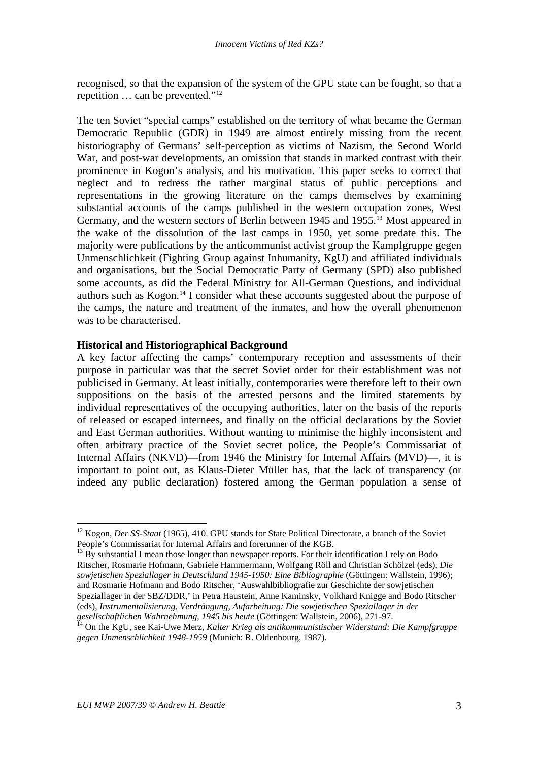recognised, so that the expansion of the system of the GPU state can be fought, so that a repetition … can be prevented."[12]

The ten Soviet "special camps" established on the territory of what became the German Democratic Republic (GDR) in 1949 are almost entirely missing from the recent historiography of Germans' self-perception as victims of Nazism, the Second World War, and post-war developments, an omission that stands in marked contrast with their prominence in Kogon's analysis, and his motivation. This paper seeks to correct that neglect and to redress the rather marginal status of public perceptions and representations in the growing literature on the camps themselves by examining substantial accounts of the camps published in the western occupation zones, West Germany, and the western sectors of Berlin between 1945 and 1955.[13] Most appeared in the wake of the dissolution of the last camps in 1950, yet some predate this. The majority were publications by the anticommunist activist group the Kampfgruppe gegen Unmenschlichkeit (Fighting Group against Inhumanity, KgU) and affiliated individuals and organisations, but the Social Democratic Party of Germany (SPD) also published some accounts, as did the Federal Ministry for All-German Questions, and individual authors such as Kogon.[14] I consider what these accounts suggested about the purpose of the camps, the nature and treatment of the inmates, and how the overall phenomenon was to be characterised.

**Historical and Historiographical Background**

A key factor affecting the camps' contemporary reception and assessments of their purpose in particular was that the secret Soviet order for their establishment was not publicised in Germany. At least initially, contemporaries were therefore left to their own suppositions on the basis of the arrested persons and the limited statements by individual representatives of the occupying authorities, later on the basis of the reports of released or escaped internees, and finally on the official declarations by the Soviet and East German authorities. Without wanting to minimise the highly inconsistent and often arbitrary practice of the Soviet secret police, the People's Commissariat of Internal Affairs (NKVD)—from 1946 the Ministry for Internal Affairs (MVD)—, it is important to point out, as Klaus-Dieter Müller has, that the lack of transparency (or indeed any public declaration) fostered among the German population a sense of

---

[12] Kogon, *Der SS-Staat* (1965), 410. GPU stands for State Political Directorate, a branch of the Soviet People's Commissariat for Internal Affairs and forerunner of the KGB.

[13] By substantial I mean those longer than newspaper reports. For their identification I rely on Bodo Ritscher, Rosmarie Hofmann, Gabriele Hammermann, Wolfgang Röll and Christian Schölzel (eds), *Die sowjetischen Speziallager in Deutschland 1945-1950: Eine Bibliographie* (Göttingen: Wallstein, 1996); and Rosmarie Hofmann and Bodo Ritscher, 'Auswahlbibliografie zur Geschichte der sowjetischen Speziallager in der SBZ/DDR,' in Petra Haustein, Anne Kaminsky, Volkhard Knigge and Bodo Ritscher (eds), *Instrumentalisierung, Verdrängung, Aufarbeitung: Die sowjetischen Speziallager in der gesellschaftlichen Wahrnehmung, 1945 bis heute* (Göttingen: Wallstein, 2006), 271-97.

[14] On the KgU, see Kai-Uwe Merz, *Kalter Krieg als antikommunistischer Widerstand: Die Kampfgruppe gegen Unmenschlichkeit 1948-1959* (Munich: R. Oldenbourg, 1987).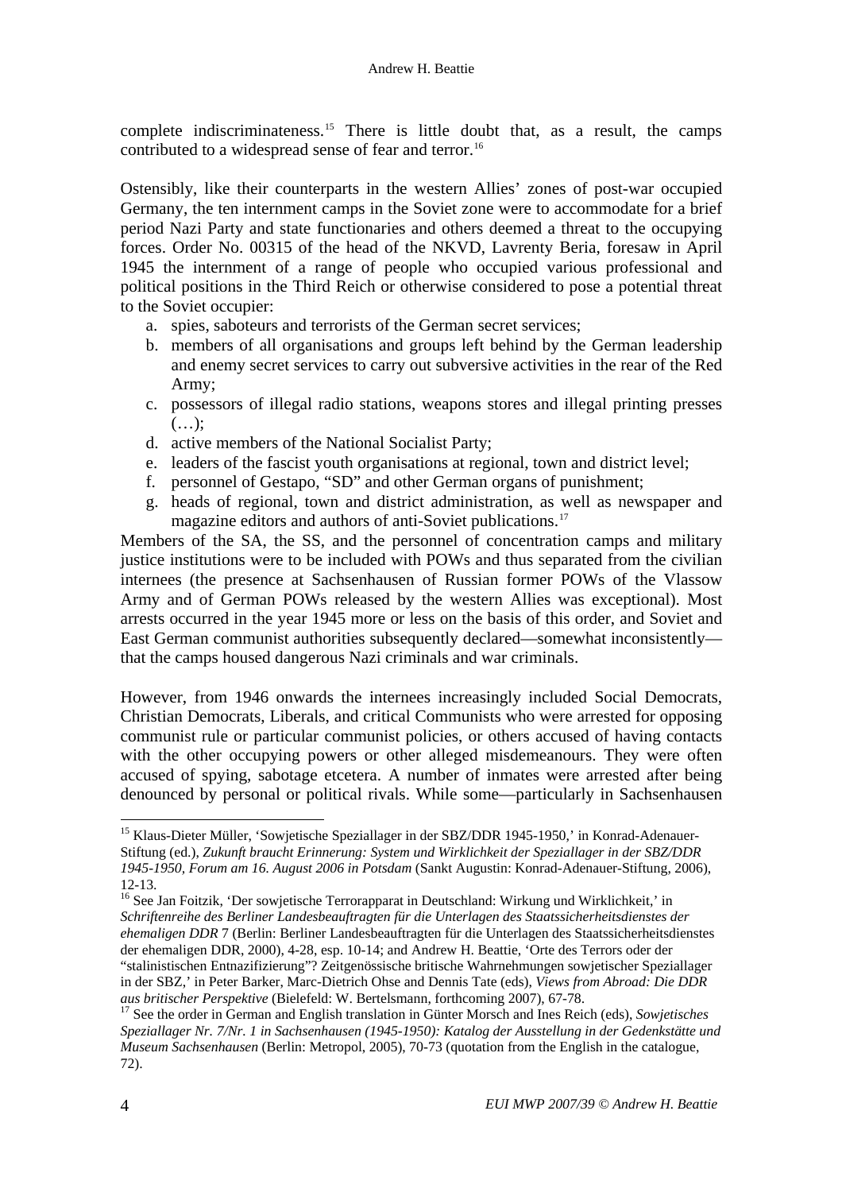complete indiscriminateness.[15] There is little doubt that, as a result, the camps contributed to a widespread sense of fear and terror.[16]

Ostensibly, like their counterparts in the western Allies' zones of post-war occupied Germany, the ten internment camps in the Soviet zone were to accommodate for a brief period Nazi Party and state functionaries and others deemed a threat to the occupying forces. Order No. 00315 of the head of the NKVD, Lavrenty Beria, foresaw in April 1945 the internment of a range of people who occupied various professional and political positions in the Third Reich or otherwise considered to pose a potential threat to the Soviet occupier:

a. spies, saboteurs and terrorists of the German secret services;
b. members of all organisations and groups left behind by the German leadership and enemy secret services to carry out subversive activities in the rear of the Red Army;
c. possessors of illegal radio stations, weapons stores and illegal printing presses (…);
d. active members of the National Socialist Party;
e. leaders of the fascist youth organisations at regional, town and district level;
f. personnel of Gestapo, "SD" and other German organs of punishment;
g. heads of regional, town and district administration, as well as newspaper and magazine editors and authors of anti-Soviet publications.[17]

Members of the SA, the SS, and the personnel of concentration camps and military justice institutions were to be included with POWs and thus separated from the civilian internees (the presence at Sachsenhausen of Russian former POWs of the Vlassow Army and of German POWs released by the western Allies was exceptional). Most arrests occurred in the year 1945 more or less on the basis of this order, and Soviet and East German communist authorities subsequently declared—somewhat inconsistently—that the camps housed dangerous Nazi criminals and war criminals.

However, from 1946 onwards the internees increasingly included Social Democrats, Christian Democrats, Liberals, and critical Communists who were arrested for opposing communist rule or particular communist policies, or others accused of having contacts with the other occupying powers or other alleged misdemeanours. They were often accused of spying, sabotage etcetera. A number of inmates were arrested after being denounced by personal or political rivals. While some—particularly in Sachsenhausen

---

[15] Klaus-Dieter Müller, 'Sowjetische Speziallager in der SBZ/DDR 1945-1950,' in Konrad-Adenauer-Stiftung (ed.), *Zukunft braucht Erinnerung: System und Wirklichkeit der Speziallager in der SBZ/DDR 1945-1950, Forum am 16. August 2006 in Potsdam* (Sankt Augustin: Konrad-Adenauer-Stiftung, 2006), 12-13.

[16] See Jan Foitzik, 'Der sowjetische Terrorapparat in Deutschland: Wirkung und Wirklichkeit,' in *Schriftenreihe des Berliner Landesbeauftragten für die Unterlagen des Staatssicherheitsdienstes der ehemaligen DDR* 7 (Berlin: Berliner Landesbeauftragten für die Unterlagen des Staatssicherheitsdienstes der ehemaligen DDR, 2000), 4-28, esp. 10-14; and Andrew H. Beattie, 'Orte des Terrors oder der "stalinistischen Entnazifizierung"? Zeitgenössische britische Wahrnehmungen sowjetischer Speziallager in der SBZ,' in Peter Barker, Marc-Dietrich Ohse and Dennis Tate (eds), *Views from Abroad: Die DDR aus britischer Perspektive* (Bielefeld: W. Bertelsmann, forthcoming 2007), 67-78.

[17] See the order in German and English translation in Günter Morsch and Ines Reich (eds), *Sowjetisches Speziallager Nr. 7/Nr. 1 in Sachsenhausen (1945-1950): Katalog der Ausstellung in der Gedenkstätte und Museum Sachsenhausen* (Berlin: Metropol, 2005), 70-73 (quotation from the English in the catalogue, 72).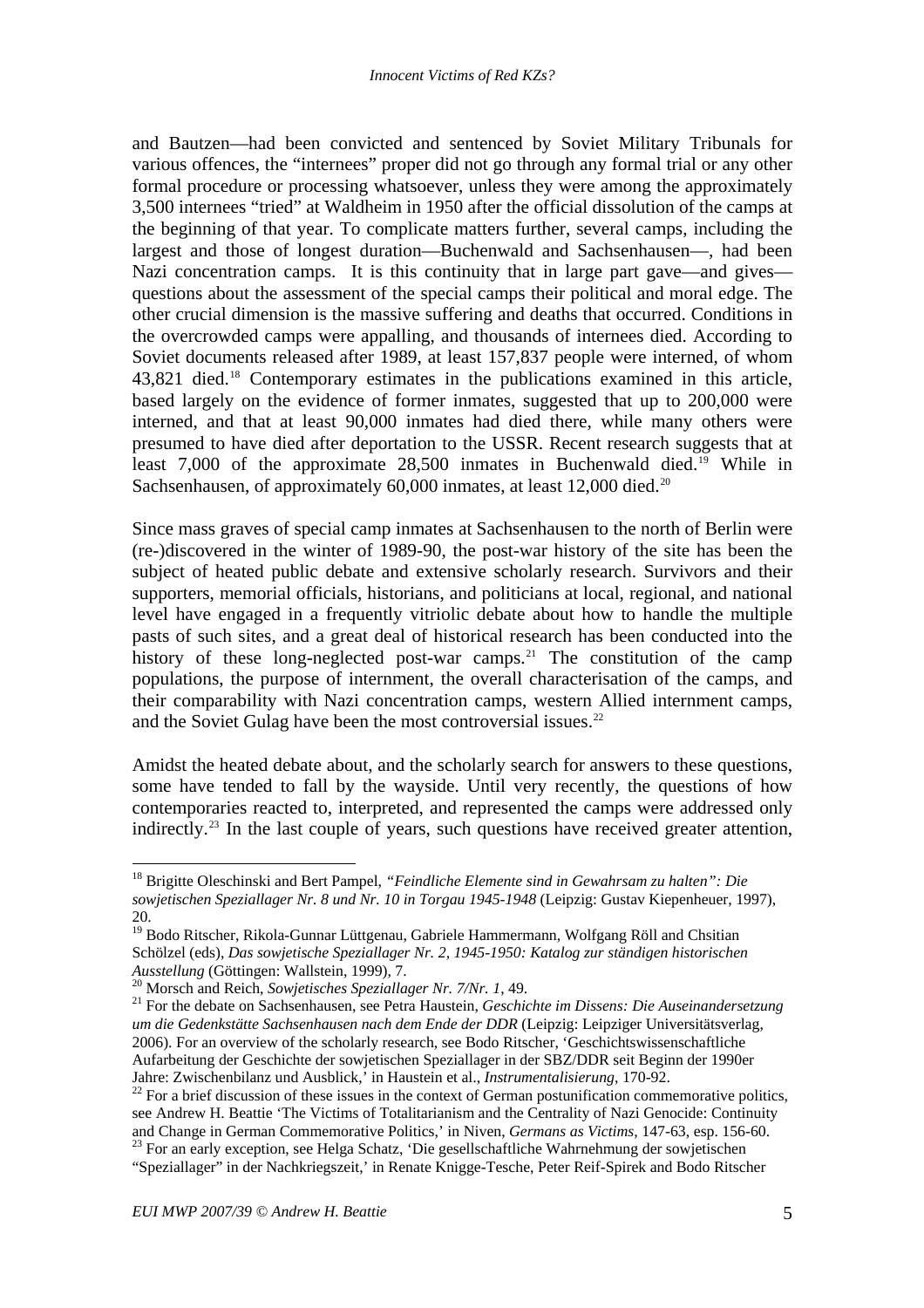and Bautzen—had been convicted and sentenced by Soviet Military Tribunals for various offences, the "internees" proper did not go through any formal trial or any other formal procedure or processing whatsoever, unless they were among the approximately 3,500 internees "tried" at Waldheim in 1950 after the official dissolution of the camps at the beginning of that year. To complicate matters further, several camps, including the largest and those of longest duration—Buchenwald and Sachsenhausen—, had been Nazi concentration camps. It is this continuity that in large part gave—and gives—questions about the assessment of the special camps their political and moral edge. The other crucial dimension is the massive suffering and deaths that occurred. Conditions in the overcrowded camps were appalling, and thousands of internees died. According to Soviet documents released after 1989, at least 157,837 people were interned, of whom 43,821 died.[18] Contemporary estimates in the publications examined in this article, based largely on the evidence of former inmates, suggested that up to 200,000 were interned, and that at least 90,000 inmates had died there, while many others were presumed to have died after deportation to the USSR. Recent research suggests that at least 7,000 of the approximate 28,500 inmates in Buchenwald died.[19] While in Sachsenhausen, of approximately 60,000 inmates, at least 12,000 died.[20]

Since mass graves of special camp inmates at Sachsenhausen to the north of Berlin were (re-)discovered in the winter of 1989-90, the post-war history of the site has been the subject of heated public debate and extensive scholarly research. Survivors and their supporters, memorial officials, historians, and politicians at local, regional, and national level have engaged in a frequently vitriolic debate about how to handle the multiple pasts of such sites, and a great deal of historical research has been conducted into the history of these long-neglected post-war camps.[21] The constitution of the camp populations, the purpose of internment, the overall characterisation of the camps, and their comparability with Nazi concentration camps, western Allied internment camps, and the Soviet Gulag have been the most controversial issues.[22]

Amidst the heated debate about, and the scholarly search for answers to these questions, some have tended to fall by the wayside. Until very recently, the questions of how contemporaries reacted to, interpreted, and represented the camps were addressed only indirectly.[23] In the last couple of years, such questions have received greater attention,

---

[18] Brigitte Oleschinski and Bert Pampel, *"Feindliche Elemente sind in Gewahrsam zu halten": Die sowjetischen Speziallager Nr. 8 und Nr. 10 in Torgau 1945-1948* (Leipzig: Gustav Kiepenheuer, 1997), 20.

[19] Bodo Ritscher, Rikola-Gunnar Lüttgenau, Gabriele Hammermann, Wolfgang Röll and Chsitian Schölzel (eds), *Das sowjetische Speziallager Nr. 2, 1945-1950: Katalog zur ständigen historischen Ausstellung* (Göttingen: Wallstein, 1999), 7.

[20] Morsch and Reich, *Sowjetisches Speziallager Nr. 7/Nr. 1*, 49.

[21] For the debate on Sachsenhausen, see Petra Haustein, *Geschichte im Dissens: Die Auseinandersetzung um die Gedenkstätte Sachsenhausen nach dem Ende der DDR* (Leipzig: Leipziger Universitätsverlag, 2006). For an overview of the scholarly research, see Bodo Ritscher, 'Geschichtswissenschaftliche Aufarbeitung der Geschichte der sowjetischen Speziallager in der SBZ/DDR seit Beginn der 1990er Jahre: Zwischenbilanz und Ausblick,' in Haustein et al., *Instrumentalisierung*, 170-92.

[22] For a brief discussion of these issues in the context of German postunification commemorative politics, see Andrew H. Beattie 'The Victims of Totalitarianism and the Centrality of Nazi Genocide: Continuity and Change in German Commemorative Politics,' in Niven, *Germans as Victims*, 147-63, esp. 156-60.

[23] For an early exception, see Helga Schatz, 'Die gesellschaftliche Wahrnehmung der sowjetischen "Speziallager" in der Nachkriegszeit,' in Renate Knigge-Tesche, Peter Reif-Spirek and Bodo Ritscher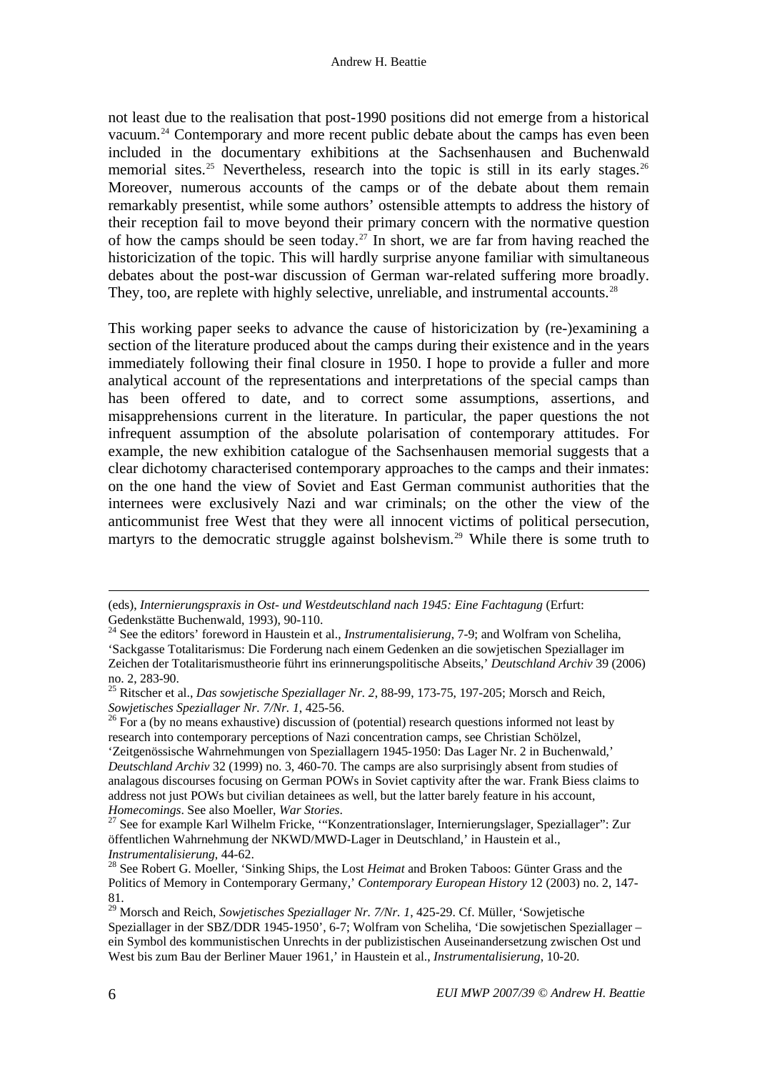not least due to the realisation that post-1990 positions did not emerge from a historical vacuum.[24] Contemporary and more recent public debate about the camps has even been included in the documentary exhibitions at the Sachsenhausen and Buchenwald memorial sites.[25] Nevertheless, research into the topic is still in its early stages.[26] Moreover, numerous accounts of the camps or of the debate about them remain remarkably presentist, while some authors' ostensible attempts to address the history of their reception fail to move beyond their primary concern with the normative question of how the camps should be seen today.[27] In short, we are far from having reached the historicization of the topic. This will hardly surprise anyone familiar with simultaneous debates about the post-war discussion of German war-related suffering more broadly. They, too, are replete with highly selective, unreliable, and instrumental accounts.[28]

This working paper seeks to advance the cause of historicization by (re-)examining a section of the literature produced about the camps during their existence and in the years immediately following their final closure in 1950. I hope to provide a fuller and more analytical account of the representations and interpretations of the special camps than has been offered to date, and to correct some assumptions, assertions, and misapprehensions current in the literature. In particular, the paper questions the not infrequent assumption of the absolute polarisation of contemporary attitudes. For example, the new exhibition catalogue of the Sachsenhausen memorial suggests that a clear dichotomy characterised contemporary approaches to the camps and their inmates: on the one hand the view of Soviet and East German communist authorities that the internees were exclusively Nazi and war criminals; on the other the view of the anticommunist free West that they were all innocent victims of political persecution, martyrs to the democratic struggle against bolshevism.[29] While there is some truth to

---

(eds), *Internierungspraxis in Ost- und Westdeutschland nach 1945: Eine Fachtagung* (Erfurt: Gedenkstätte Buchenwald, 1993), 90-110.

[24] See the editors' foreword in Haustein et al., *Instrumentalisierung*, 7-9; and Wolfram von Scheliha, 'Sackgasse Totalitarismus: Die Forderung nach einem Gedenken an die sowjetischen Speziallager im Zeichen der Totalitarismustheorie führt ins erinnerungspolitische Abseits,' *Deutschland Archiv* 39 (2006) no. 2, 283-90.

[25] Ritscher et al., *Das sowjetische Speziallager Nr. 2*, 88-99, 173-75, 197-205; Morsch and Reich, *Sowjetisches Speziallager Nr. 7/Nr. 1*, 425-56.

[26] For a (by no means exhaustive) discussion of (potential) research questions informed not least by research into contemporary perceptions of Nazi concentration camps, see Christian Schölzel, 'Zeitgenössische Wahrnehmungen von Speziallagern 1945-1950: Das Lager Nr. 2 in Buchenwald,' *Deutschland Archiv* 32 (1999) no. 3, 460-70. The camps are also surprisingly absent from studies of analagous discourses focusing on German POWs in Soviet captivity after the war. Frank Biess claims to address not just POWs but civilian detainees as well, but the latter barely feature in his account, *Homecomings*. See also Moeller, *War Stories*.

[27] See for example Karl Wilhelm Fricke, '"Konzentrationslager, Internierungslager, Speziallager": Zur öffentlichen Wahrnehmung der NKWD/MWD-Lager in Deutschland,' in Haustein et al., *Instrumentalisierung*, 44-62.

[28] See Robert G. Moeller, 'Sinking Ships, the Lost *Heimat* and Broken Taboos: Günter Grass and the Politics of Memory in Contemporary Germany,' *Contemporary European History* 12 (2003) no. 2, 147-81.

[29] Morsch and Reich, *Sowjetisches Speziallager Nr. 7/Nr. 1*, 425-29. Cf. Müller, 'Sowjetische Speziallager in der SBZ/DDR 1945-1950', 6-7; Wolfram von Scheliha, 'Die sowjetischen Speziallager – ein Symbol des kommunistischen Unrechts in der publizistischen Auseinandersetzung zwischen Ost und West bis zum Bau der Berliner Mauer 1961,' in Haustein et al., *Instrumentalisierung*, 10-20.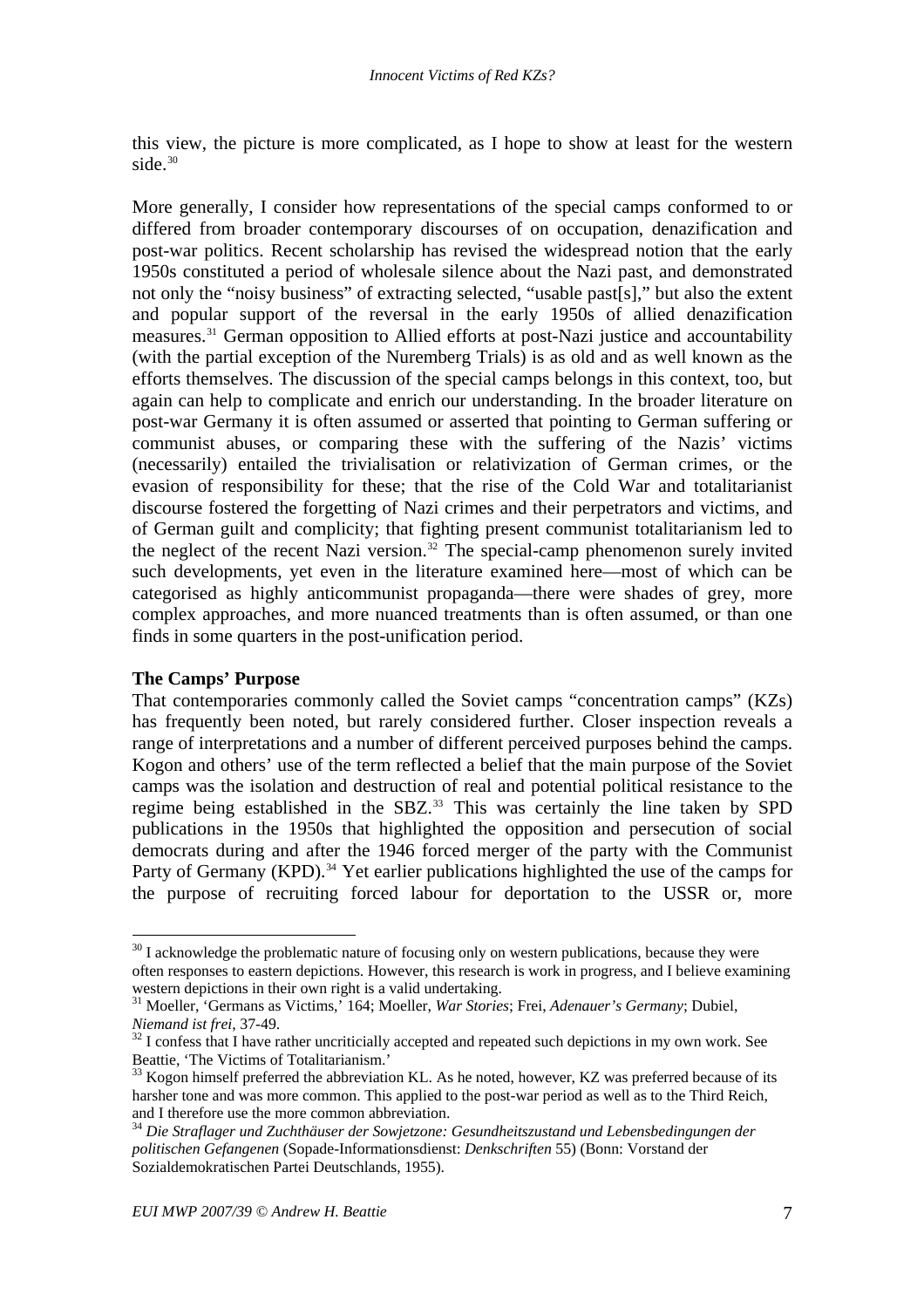this view, the picture is more complicated, as I hope to show at least for the western side.[30]

More generally, I consider how representations of the special camps conformed to or differed from broader contemporary discourses of on occupation, denazification and post-war politics. Recent scholarship has revised the widespread notion that the early 1950s constituted a period of wholesale silence about the Nazi past, and demonstrated not only the "noisy business" of extracting selected, "usable past[s]," but also the extent and popular support of the reversal in the early 1950s of allied denazification measures.[31] German opposition to Allied efforts at post-Nazi justice and accountability (with the partial exception of the Nuremberg Trials) is as old and as well known as the efforts themselves. The discussion of the special camps belongs in this context, too, but again can help to complicate and enrich our understanding. In the broader literature on post-war Germany it is often assumed or asserted that pointing to German suffering or communist abuses, or comparing these with the suffering of the Nazis' victims (necessarily) entailed the trivialisation or relativization of German crimes, or the evasion of responsibility for these; that the rise of the Cold War and totalitarianist discourse fostered the forgetting of Nazi crimes and their perpetrators and victims, and of German guilt and complicity; that fighting present communist totalitarianism led to the neglect of the recent Nazi version.[32] The special-camp phenomenon surely invited such developments, yet even in the literature examined here—most of which can be categorised as highly anticommunist propaganda—there were shades of grey, more complex approaches, and more nuanced treatments than is often assumed, or than one finds in some quarters in the post-unification period.

**The Camps' Purpose**

That contemporaries commonly called the Soviet camps "concentration camps" (KZs) has frequently been noted, but rarely considered further. Closer inspection reveals a range of interpretations and a number of different perceived purposes behind the camps. Kogon and others' use of the term reflected a belief that the main purpose of the Soviet camps was the isolation and destruction of real and potential political resistance to the regime being established in the SBZ.[33] This was certainly the line taken by SPD publications in the 1950s that highlighted the opposition and persecution of social democrats during and after the 1946 forced merger of the party with the Communist Party of Germany (KPD).[34] Yet earlier publications highlighted the use of the camps for the purpose of recruiting forced labour for deportation to the USSR or, more

---

[30] I acknowledge the problematic nature of focusing only on western publications, because they were often responses to eastern depictions. However, this research is work in progress, and I believe examining western depictions in their own right is a valid undertaking.

[31] Moeller, 'Germans as Victims,' 164; Moeller, *War Stories*; Frei, *Adenauer's Germany*; Dubiel, *Niemand ist frei*, 37-49.

[32] I confess that I have rather uncriticially accepted and repeated such depictions in my own work. See Beattie, 'The Victims of Totalitarianism.'

[33] Kogon himself preferred the abbreviation KL. As he noted, however, KZ was preferred because of its harsher tone and was more common. This applied to the post-war period as well as to the Third Reich, and I therefore use the more common abbreviation.

[34] *Die Straflager und Zuchthäuser der Sowjetzone: Gesundheitszustand und Lebensbedingungen der politischen Gefangenen* (Sopade-Informationsdienst: *Denkschriften* 55) (Bonn: Vorstand der Sozialdemokratischen Partei Deutschlands, 1955).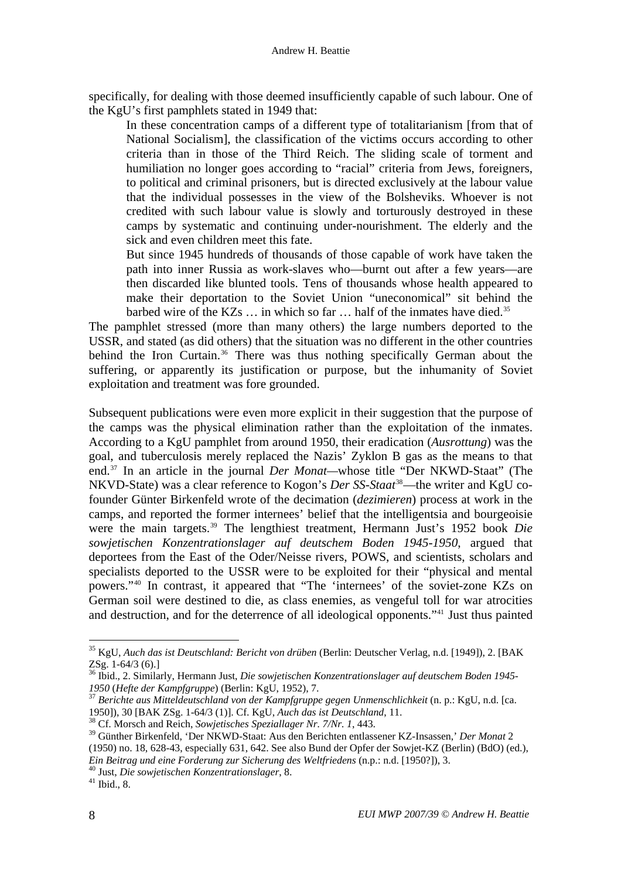specifically, for dealing with those deemed insufficiently capable of such labour. One of the KgU's first pamphlets stated in 1949 that:

> In these concentration camps of a different type of totalitarianism [from that of National Socialism], the classification of the victims occurs according to other criteria than in those of the Third Reich. The sliding scale of torment and humiliation no longer goes according to "racial" criteria from Jews, foreigners, to political and criminal prisoners, but is directed exclusively at the labour value that the individual possesses in the view of the Bolsheviks. Whoever is not credited with such labour value is slowly and torturously destroyed in these camps by systematic and continuing under-nourishment. The elderly and the sick and even children meet this fate.
>
> But since 1945 hundreds of thousands of those capable of work have taken the path into inner Russia as work-slaves who—burnt out after a few years—are then discarded like blunted tools. Tens of thousands whose health appeared to make their deportation to the Soviet Union "uneconomical" sit behind the barbed wire of the KZs … in which so far … half of the inmates have died.[35]

The pamphlet stressed (more than many others) the large numbers deported to the USSR, and stated (as did others) that the situation was no different in the other countries behind the Iron Curtain.[36] There was thus nothing specifically German about the suffering, or apparently its justification or purpose, but the inhumanity of Soviet exploitation and treatment was fore grounded.

Subsequent publications were even more explicit in their suggestion that the purpose of the camps was the physical elimination rather than the exploitation of the inmates. According to a KgU pamphlet from around 1950, their eradication (*Ausrottung*) was the goal, and tuberculosis merely replaced the Nazis' Zyklon B gas as the means to that end.[37] In an article in the journal *Der Monat*—whose title "Der NKWD-Staat" (The NKVD-State) was a clear reference to Kogon's *Der SS-Staat*[38]—the writer and KgU co-founder Günter Birkenfeld wrote of the decimation (*dezimieren*) process at work in the camps, and reported the former internees' belief that the intelligentsia and bourgeoisie were the main targets.[39] The lengthiest treatment, Hermann Just's 1952 book *Die sowjetischen Konzentrationslager auf deutschem Boden 1945-1950*, argued that deportees from the East of the Oder/Neisse rivers, POWS, and scientists, scholars and specialists deported to the USSR were to be exploited for their "physical and mental powers."[40] In contrast, it appeared that "The 'internees' of the soviet-zone KZs on German soil were destined to die, as class enemies, as vengeful toll for war atrocities and destruction, and for the deterrence of all ideological opponents."[41] Just thus painted

---

[35] KgU, *Auch das ist Deutschland: Bericht von drüben* (Berlin: Deutscher Verlag, n.d. [1949]), 2. [BAK ZSg. 1-64/3 (6).]

[36] Ibid., 2. Similarly, Hermann Just, *Die sowjetischen Konzentrationslager auf deutschem Boden 1945-1950* (*Hefte der Kampfgruppe*) (Berlin: KgU, 1952), 7.

[37] *Berichte aus Mitteldeutschland von der Kampfgruppe gegen Unmenschlichkeit* (n. p.: KgU, n.d. [ca. 1950]), 30 [BAK ZSg. 1-64/3 (1)]. Cf. KgU, *Auch das ist Deutschland*, 11.

[38] Cf. Morsch and Reich, *Sowjetisches Speziallager Nr. 7/Nr. 1*, 443.

[39] Günther Birkenfeld, 'Der NKWD-Staat: Aus den Berichten entlassener KZ-Insassen,' *Der Monat* 2 (1950) no. 18, 628-43, especially 631, 642. See also Bund der Opfer der Sowjet-KZ (Berlin) (BdO) (ed.), *Ein Beitrag und eine Forderung zur Sicherung des Weltfriedens* (n.p.: n.d. [1950?]), 3.

[40] Just, *Die sowjetischen Konzentrationslager*, 8.

[41] Ibid., 8.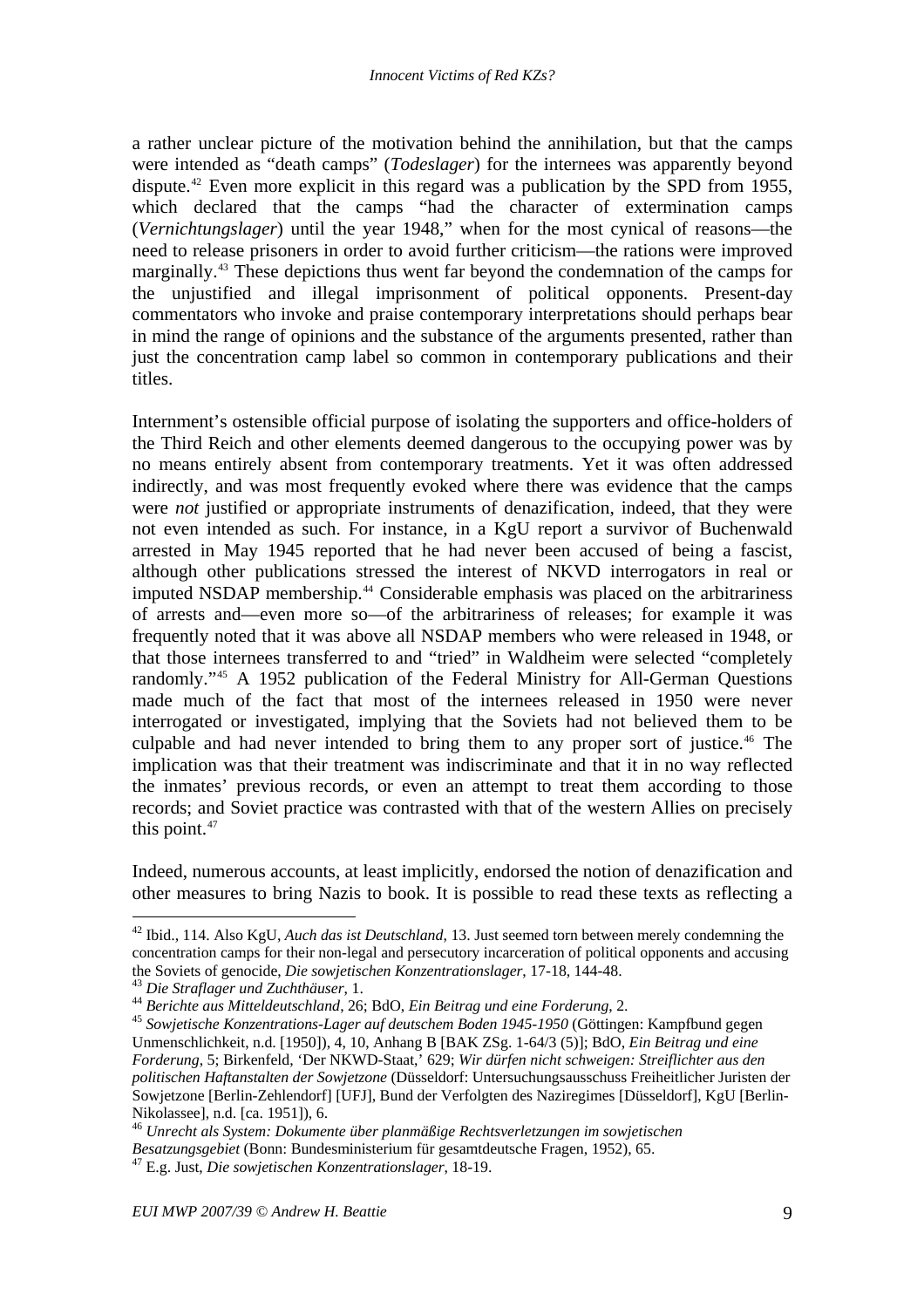a rather unclear picture of the motivation behind the annihilation, but that the camps were intended as "death camps" (*Todeslager*) for the internees was apparently beyond dispute.[42] Even more explicit in this regard was a publication by the SPD from 1955, which declared that the camps "had the character of extermination camps (*Vernichtungslager*) until the year 1948," when for the most cynical of reasons—the need to release prisoners in order to avoid further criticism—the rations were improved marginally.[43] These depictions thus went far beyond the condemnation of the camps for the unjustified and illegal imprisonment of political opponents. Present-day commentators who invoke and praise contemporary interpretations should perhaps bear in mind the range of opinions and the substance of the arguments presented, rather than just the concentration camp label so common in contemporary publications and their titles.

Internment's ostensible official purpose of isolating the supporters and office-holders of the Third Reich and other elements deemed dangerous to the occupying power was by no means entirely absent from contemporary treatments. Yet it was often addressed indirectly, and was most frequently evoked where there was evidence that the camps were *not* justified or appropriate instruments of denazification, indeed, that they were not even intended as such. For instance, in a KgU report a survivor of Buchenwald arrested in May 1945 reported that he had never been accused of being a fascist, although other publications stressed the interest of NKVD interrogators in real or imputed NSDAP membership.[44] Considerable emphasis was placed on the arbitrariness of arrests and—even more so—of the arbitrariness of releases; for example it was frequently noted that it was above all NSDAP members who were released in 1948, or that those internees transferred to and "tried" in Waldheim were selected "completely randomly."[45] A 1952 publication of the Federal Ministry for All-German Questions made much of the fact that most of the internees released in 1950 were never interrogated or investigated, implying that the Soviets had not believed them to be culpable and had never intended to bring them to any proper sort of justice.[46] The implication was that their treatment was indiscriminate and that it in no way reflected the inmates' previous records, or even an attempt to treat them according to those records; and Soviet practice was contrasted with that of the western Allies on precisely this point.[47]

Indeed, numerous accounts, at least implicitly, endorsed the notion of denazification and other measures to bring Nazis to book. It is possible to read these texts as reflecting a

---

[42] Ibid., 114. Also KgU, *Auch das ist Deutschland*, 13. Just seemed torn between merely condemning the concentration camps for their non-legal and persecutory incarceration of political opponents and accusing the Soviets of genocide, *Die sowjetischen Konzentrationslager*, 17-18, 144-48.

[43] *Die Straflager und Zuchthäuser*, 1.

[44] *Berichte aus Mitteldeutschland*, 26; BdO, *Ein Beitrag und eine Forderung*, 2.

[45] *Sowjetische Konzentrations-Lager auf deutschem Boden 1945-1950* (Göttingen: Kampfbund gegen Unmenschlichkeit, n.d. [1950]), 4, 10, Anhang B [BAK ZSg. 1-64/3 (5)]; BdO, *Ein Beitrag und eine Forderung*, 5; Birkenfeld, 'Der NKWD-Staat,' 629; *Wir dürfen nicht schweigen: Streiflichter aus den politischen Haftanstalten der Sowjetzone* (Düsseldorf: Untersuchungsausschuss Freiheitlicher Juristen der Sowjetzone [Berlin-Zehlendorf] [UFJ], Bund der Verfolgten des Naziregimes [Düsseldorf], KgU [Berlin-Nikolassee], n.d. [ca. 1951]), 6.

[46] *Unrecht als System: Dokumente über planmäßige Rechtsverletzungen im sowjetischen Besatzungsgebiet* (Bonn: Bundesministerium für gesamtdeutsche Fragen, 1952), 65.

[47] E.g. Just, *Die sowjetischen Konzentrationslager*, 18-19.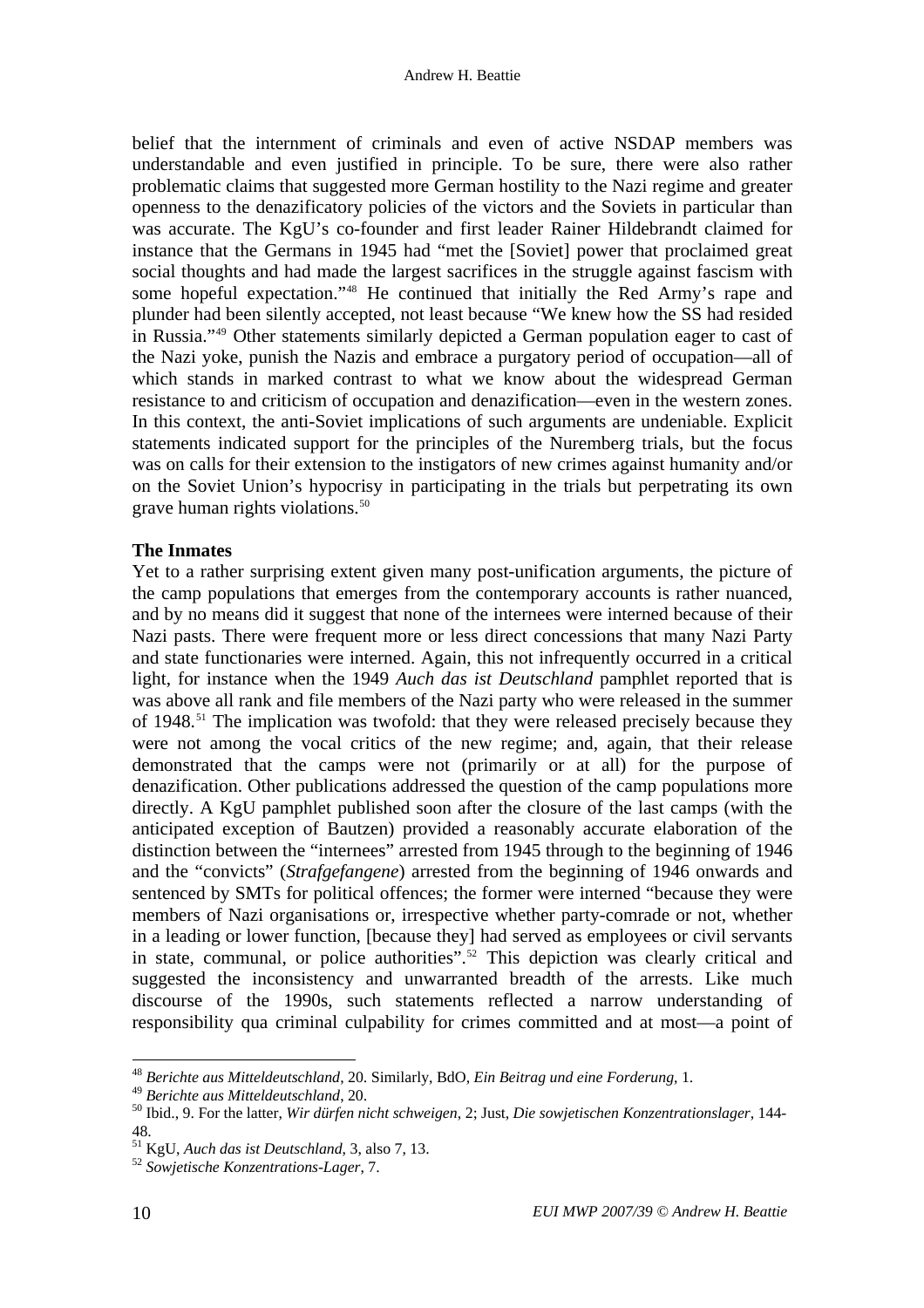belief that the internment of criminals and even of active NSDAP members was understandable and even justified in principle. To be sure, there were also rather problematic claims that suggested more German hostility to the Nazi regime and greater openness to the denazificatory policies of the victors and the Soviets in particular than was accurate. The KgU's co-founder and first leader Rainer Hildebrandt claimed for instance that the Germans in 1945 had "met the [Soviet] power that proclaimed great social thoughts and had made the largest sacrifices in the struggle against fascism with some hopeful expectation."[48] He continued that initially the Red Army's rape and plunder had been silently accepted, not least because "We knew how the SS had resided in Russia."[49] Other statements similarly depicted a German population eager to cast of the Nazi yoke, punish the Nazis and embrace a purgatory period of occupation—all of which stands in marked contrast to what we know about the widespread German resistance to and criticism of occupation and denazification—even in the western zones. In this context, the anti-Soviet implications of such arguments are undeniable. Explicit statements indicated support for the principles of the Nuremberg trials, but the focus was on calls for their extension to the instigators of new crimes against humanity and/or on the Soviet Union's hypocrisy in participating in the trials but perpetrating its own grave human rights violations.[50]

## The Inmates

Yet to a rather surprising extent given many post-unification arguments, the picture of the camp populations that emerges from the contemporary accounts is rather nuanced, and by no means did it suggest that none of the internees were interned because of their Nazi pasts. There were frequent more or less direct concessions that many Nazi Party and state functionaries were interned. Again, this not infrequently occurred in a critical light, for instance when the 1949 *Auch das ist Deutschland* pamphlet reported that is was above all rank and file members of the Nazi party who were released in the summer of 1948.[51] The implication was twofold: that they were released precisely because they were not among the vocal critics of the new regime; and, again, that their release demonstrated that the camps were not (primarily or at all) for the purpose of denazification. Other publications addressed the question of the camp populations more directly. A KgU pamphlet published soon after the closure of the last camps (with the anticipated exception of Bautzen) provided a reasonably accurate elaboration of the distinction between the "internees" arrested from 1945 through to the beginning of 1946 and the "convicts" (*Strafgefangene*) arrested from the beginning of 1946 onwards and sentenced by SMTs for political offences; the former were interned "because they were members of Nazi organisations or, irrespective whether party-comrade or not, whether in a leading or lower function, [because they] had served as employees or civil servants in state, communal, or police authorities".[52] This depiction was clearly critical and suggested the inconsistency and unwarranted breadth of the arrests. Like much discourse of the 1990s, such statements reflected a narrow understanding of responsibility qua criminal culpability for crimes committed and at most—a point of

---

[48] *Berichte aus Mitteldeutschland*, 20. Similarly, BdO, *Ein Beitrag und eine Forderung*, 1.

[49] *Berichte aus Mitteldeutschland*, 20.

[50] Ibid., 9. For the latter, *Wir dürfen nicht schweigen*, 2; Just, *Die sowjetischen Konzentrationslager*, 144-48.

[51] KgU, *Auch das ist Deutschland*, 3, also 7, 13.

[52] *Sowjetische Konzentrations-Lager*, 7.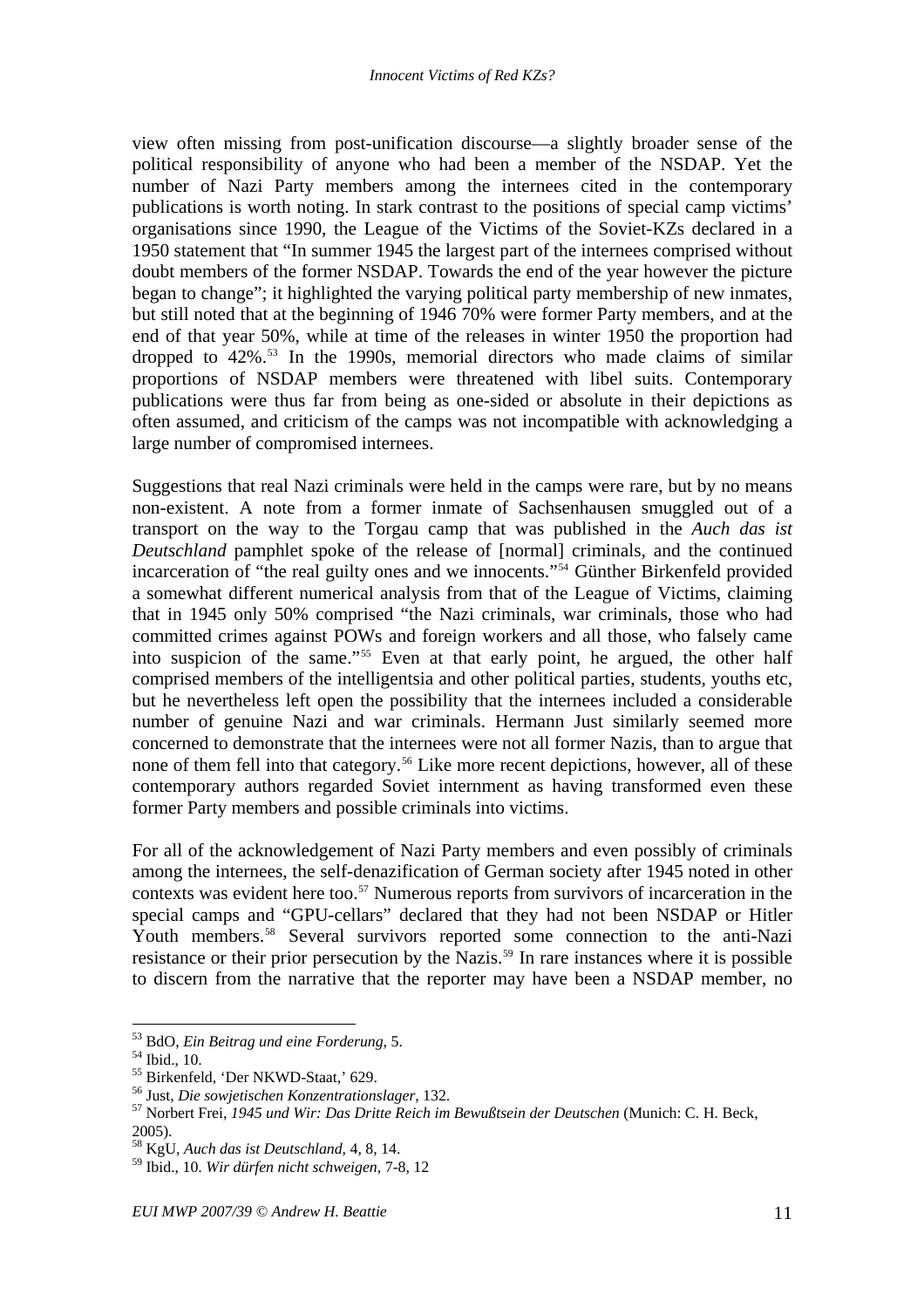view often missing from post-unification discourse—a slightly broader sense of the political responsibility of anyone who had been a member of the NSDAP. Yet the number of Nazi Party members among the internees cited in the contemporary publications is worth noting. In stark contrast to the positions of special camp victims' organisations since 1990, the League of the Victims of the Soviet-KZs declared in a 1950 statement that "In summer 1945 the largest part of the internees comprised without doubt members of the former NSDAP. Towards the end of the year however the picture began to change"; it highlighted the varying political party membership of new inmates, but still noted that at the beginning of 1946 70% were former Party members, and at the end of that year 50%, while at time of the releases in winter 1950 the proportion had dropped to 42%.[53] In the 1990s, memorial directors who made claims of similar proportions of NSDAP members were threatened with libel suits. Contemporary publications were thus far from being as one-sided or absolute in their depictions as often assumed, and criticism of the camps was not incompatible with acknowledging a large number of compromised internees.

Suggestions that real Nazi criminals were held in the camps were rare, but by no means non-existent. A note from a former inmate of Sachsenhausen smuggled out of a transport on the way to the Torgau camp that was published in the *Auch das ist Deutschland* pamphlet spoke of the release of [normal] criminals, and the continued incarceration of "the real guilty ones and we innocents."[54] Günther Birkenfeld provided a somewhat different numerical analysis from that of the League of Victims, claiming that in 1945 only 50% comprised "the Nazi criminals, war criminals, those who had committed crimes against POWs and foreign workers and all those, who falsely came into suspicion of the same."[55] Even at that early point, he argued, the other half comprised members of the intelligentsia and other political parties, students, youths etc, but he nevertheless left open the possibility that the internees included a considerable number of genuine Nazi and war criminals. Hermann Just similarly seemed more concerned to demonstrate that the internees were not all former Nazis, than to argue that none of them fell into that category.[56] Like more recent depictions, however, all of these contemporary authors regarded Soviet internment as having transformed even these former Party members and possible criminals into victims.

For all of the acknowledgement of Nazi Party members and even possibly of criminals among the internees, the self-denazification of German society after 1945 noted in other contexts was evident here too.[57] Numerous reports from survivors of incarceration in the special camps and "GPU-cellars" declared that they had not been NSDAP or Hitler Youth members.[58] Several survivors reported some connection to the anti-Nazi resistance or their prior persecution by the Nazis.[59] In rare instances where it is possible to discern from the narrative that the reporter may have been a NSDAP member, no

---

[53] BdO, *Ein Beitrag und eine Forderung*, 5.

[54] Ibid., 10.

[55] Birkenfeld, 'Der NKWD-Staat,' 629.

[56] Just, *Die sowjetischen Konzentrationslager*, 132.

[57] Norbert Frei, *1945 und Wir: Das Dritte Reich im Bewußtsein der Deutschen* (Munich: C. H. Beck, 2005).

[58] KgU, *Auch das ist Deutschland*, 4, 8, 14.

[59] Ibid., 10. *Wir dürfen nicht schweigen*, 7-8, 12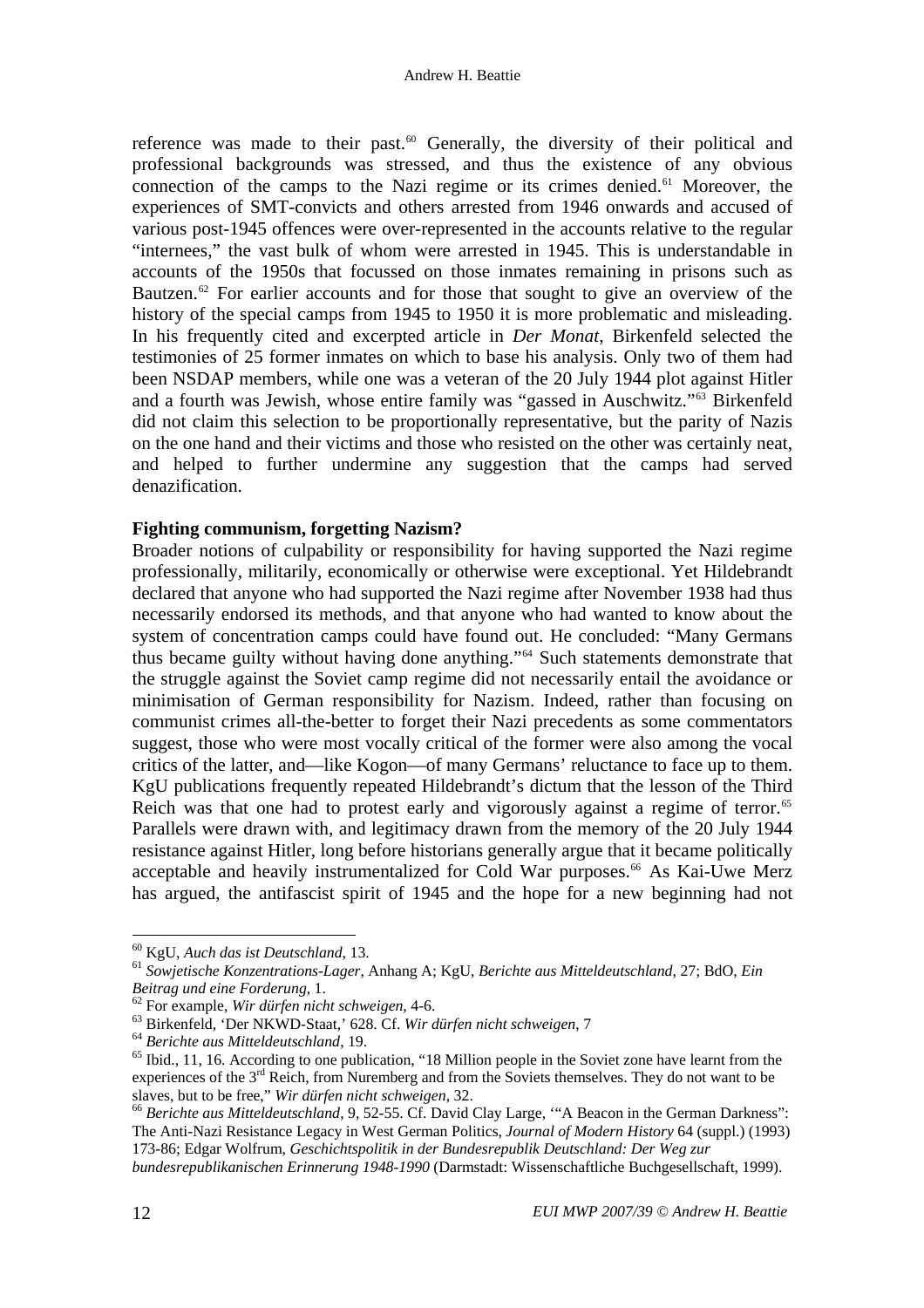reference was made to their past.[60] Generally, the diversity of their political and professional backgrounds was stressed, and thus the existence of any obvious connection of the camps to the Nazi regime or its crimes denied.[61] Moreover, the experiences of SMT-convicts and others arrested from 1946 onwards and accused of various post-1945 offences were over-represented in the accounts relative to the regular "internees," the vast bulk of whom were arrested in 1945. This is understandable in accounts of the 1950s that focussed on those inmates remaining in prisons such as Bautzen.[62] For earlier accounts and for those that sought to give an overview of the history of the special camps from 1945 to 1950 it is more problematic and misleading. In his frequently cited and excerpted article in *Der Monat*, Birkenfeld selected the testimonies of 25 former inmates on which to base his analysis. Only two of them had been NSDAP members, while one was a veteran of the 20 July 1944 plot against Hitler and a fourth was Jewish, whose entire family was "gassed in Auschwitz."[63] Birkenfeld did not claim this selection to be proportionally representative, but the parity of Nazis on the one hand and their victims and those who resisted on the other was certainly neat, and helped to further undermine any suggestion that the camps had served denazification.

**Fighting communism, forgetting Nazism?**

Broader notions of culpability or responsibility for having supported the Nazi regime professionally, militarily, economically or otherwise were exceptional. Yet Hildebrandt declared that anyone who had supported the Nazi regime after November 1938 had thus necessarily endorsed its methods, and that anyone who had wanted to know about the system of concentration camps could have found out. He concluded: "Many Germans thus became guilty without having done anything."[64] Such statements demonstrate that the struggle against the Soviet camp regime did not necessarily entail the avoidance or minimisation of German responsibility for Nazism. Indeed, rather than focusing on communist crimes all-the-better to forget their Nazi precedents as some commentators suggest, those who were most vocally critical of the former were also among the vocal critics of the latter, and—like Kogon—of many Germans' reluctance to face up to them. KgU publications frequently repeated Hildebrandt's dictum that the lesson of the Third Reich was that one had to protest early and vigorously against a regime of terror.[65] Parallels were drawn with, and legitimacy drawn from the memory of the 20 July 1944 resistance against Hitler, long before historians generally argue that it became politically acceptable and heavily instrumentalized for Cold War purposes.[66] As Kai-Uwe Merz has argued, the antifascist spirit of 1945 and the hope for a new beginning had not

---

[60] KgU, *Auch das ist Deutschland*, 13.

[61] *Sowjetische Konzentrations-Lager*, Anhang A; KgU, *Berichte aus Mitteldeutschland*, 27; BdO, *Ein Beitrag und eine Forderung*, 1.

[62] For example, *Wir dürfen nicht schweigen*, 4-6.

[63] Birkenfeld, 'Der NKWD-Staat,' 628. Cf. *Wir dürfen nicht schweigen*, 7

[64] *Berichte aus Mitteldeutschland*, 19.

[65] Ibid., 11, 16. According to one publication, "18 Million people in the Soviet zone have learnt from the experiences of the 3rd Reich, from Nuremberg and from the Soviets themselves. They do not want to be slaves, but to be free," *Wir dürfen nicht schweigen*, 32.

[66] *Berichte aus Mitteldeutschland*, 9, 52-55. Cf. David Clay Large, '"A Beacon in the German Darkness": The Anti-Nazi Resistance Legacy in West German Politics, *Journal of Modern History* 64 (suppl.) (1993) 173-86; Edgar Wolfrum, *Geschichtspolitik in der Bundesrepublik Deutschland: Der Weg zur bundesrepublikanischen Erinnerung 1948-1990* (Darmstadt: Wissenschaftliche Buchgesellschaft, 1999).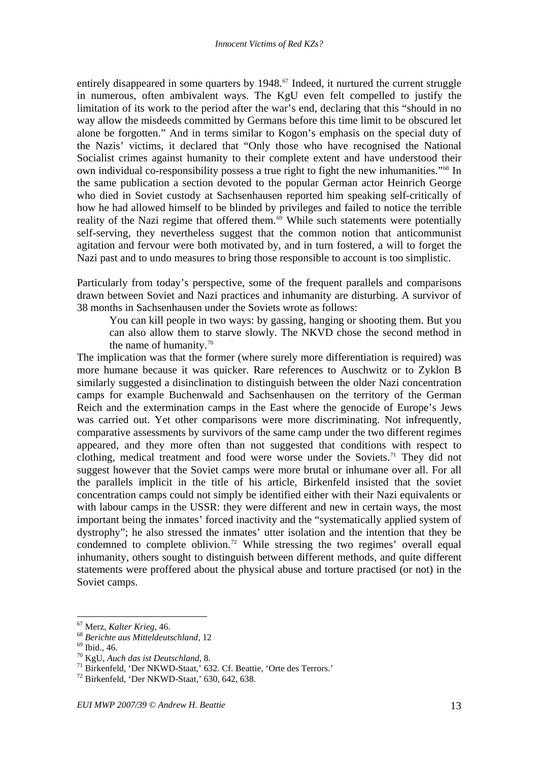entirely disappeared in some quarters by 1948.[67] Indeed, it nurtured the current struggle in numerous, often ambivalent ways. The KgU even felt compelled to justify the limitation of its work to the period after the war's end, declaring that this "should in no way allow the misdeeds committed by Germans before this time limit to be obscured let alone be forgotten." And in terms similar to Kogon's emphasis on the special duty of the Nazis' victims, it declared that "Only those who have recognised the National Socialist crimes against humanity to their complete extent and have understood their own individual co-responsibility possess a true right to fight the new inhumanities."[68] In the same publication a section devoted to the popular German actor Heinrich George who died in Soviet custody at Sachsenhausen reported him speaking self-critically of how he had allowed himself to be blinded by privileges and failed to notice the terrible reality of the Nazi regime that offered them.[69] While such statements were potentially self-serving, they nevertheless suggest that the common notion that anticommunist agitation and fervour were both motivated by, and in turn fostered, a will to forget the Nazi past and to undo measures to bring those responsible to account is too simplistic.

Particularly from today's perspective, some of the frequent parallels and comparisons drawn between Soviet and Nazi practices and inhumanity are disturbing. A survivor of 38 months in Sachsenhausen under the Soviets wrote as follows:

> You can kill people in two ways: by gassing, hanging or shooting them. But you can also allow them to starve slowly. The NKVD chose the second method in the name of humanity.[70]

The implication was that the former (where surely more differentiation is required) was more humane because it was quicker. Rare references to Auschwitz or to Zyklon B similarly suggested a disinclination to distinguish between the older Nazi concentration camps for example Buchenwald and Sachsenhausen on the territory of the German Reich and the extermination camps in the East where the genocide of Europe's Jews was carried out. Yet other comparisons were more discriminating. Not infrequently, comparative assessments by survivors of the same camp under the two different regimes appeared, and they more often than not suggested that conditions with respect to clothing, medical treatment and food were worse under the Soviets.[71] They did not suggest however that the Soviet camps were more brutal or inhumane over all. For all the parallels implicit in the title of his article, Birkenfeld insisted that the soviet concentration camps could not simply be identified either with their Nazi equivalents or with labour camps in the USSR: they were different and new in certain ways, the most important being the inmates' forced inactivity and the "systematically applied system of dystrophy"; he also stressed the inmates' utter isolation and the intention that they be condemned to complete oblivion.[72] While stressing the two regimes' overall equal inhumanity, others sought to distinguish between different methods, and quite different statements were proffered about the physical abuse and torture practised (or not) in the Soviet camps.

---

[67] Merz, *Kalter Krieg*, 46.

[68] *Berichte aus Mitteldeutschland*, 12

[69] Ibid., 46.

[70] KgU, *Auch das ist Deutschland*, 8.

[71] Birkenfeld, 'Der NKWD-Staat,' 632. Cf. Beattie, 'Orte des Terrors.'

[72] Birkenfeld, 'Der NKWD-Staat,' 630, 642, 638.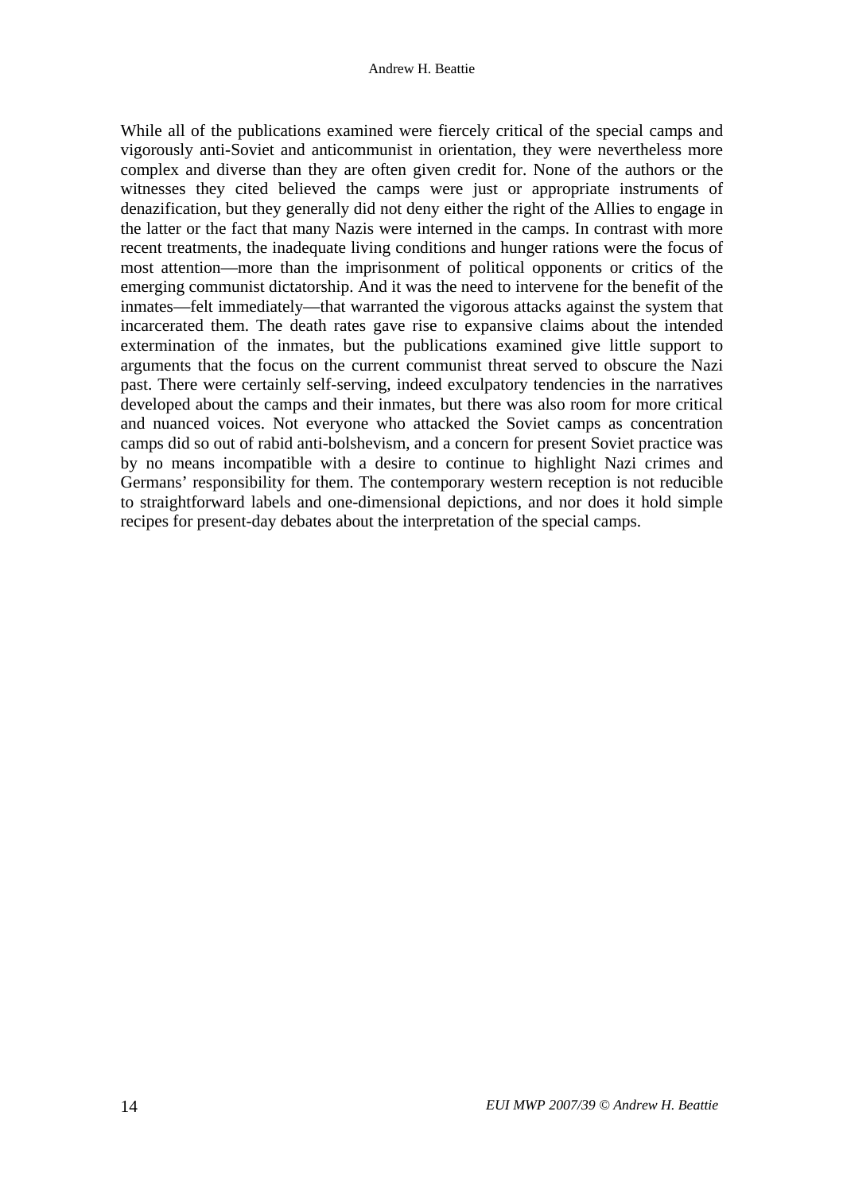While all of the publications examined were fiercely critical of the special camps and vigorously anti-Soviet and anticommunist in orientation, they were nevertheless more complex and diverse than they are often given credit for. None of the authors or the witnesses they cited believed the camps were just or appropriate instruments of denazification, but they generally did not deny either the right of the Allies to engage in the latter or the fact that many Nazis were interned in the camps. In contrast with more recent treatments, the inadequate living conditions and hunger rations were the focus of most attention—more than the imprisonment of political opponents or critics of the emerging communist dictatorship. And it was the need to intervene for the benefit of the inmates—felt immediately—that warranted the vigorous attacks against the system that incarcerated them. The death rates gave rise to expansive claims about the intended extermination of the inmates, but the publications examined give little support to arguments that the focus on the current communist threat served to obscure the Nazi past. There were certainly self-serving, indeed exculpatory tendencies in the narratives developed about the camps and their inmates, but there was also room for more critical and nuanced voices. Not everyone who attacked the Soviet camps as concentration camps did so out of rabid anti-bolshevism, and a concern for present Soviet practice was by no means incompatible with a desire to continue to highlight Nazi crimes and Germans' responsibility for them. The contemporary western reception is not reducible to straightforward labels and one-dimensional depictions, and nor does it hold simple recipes for present-day debates about the interpretation of the special camps.